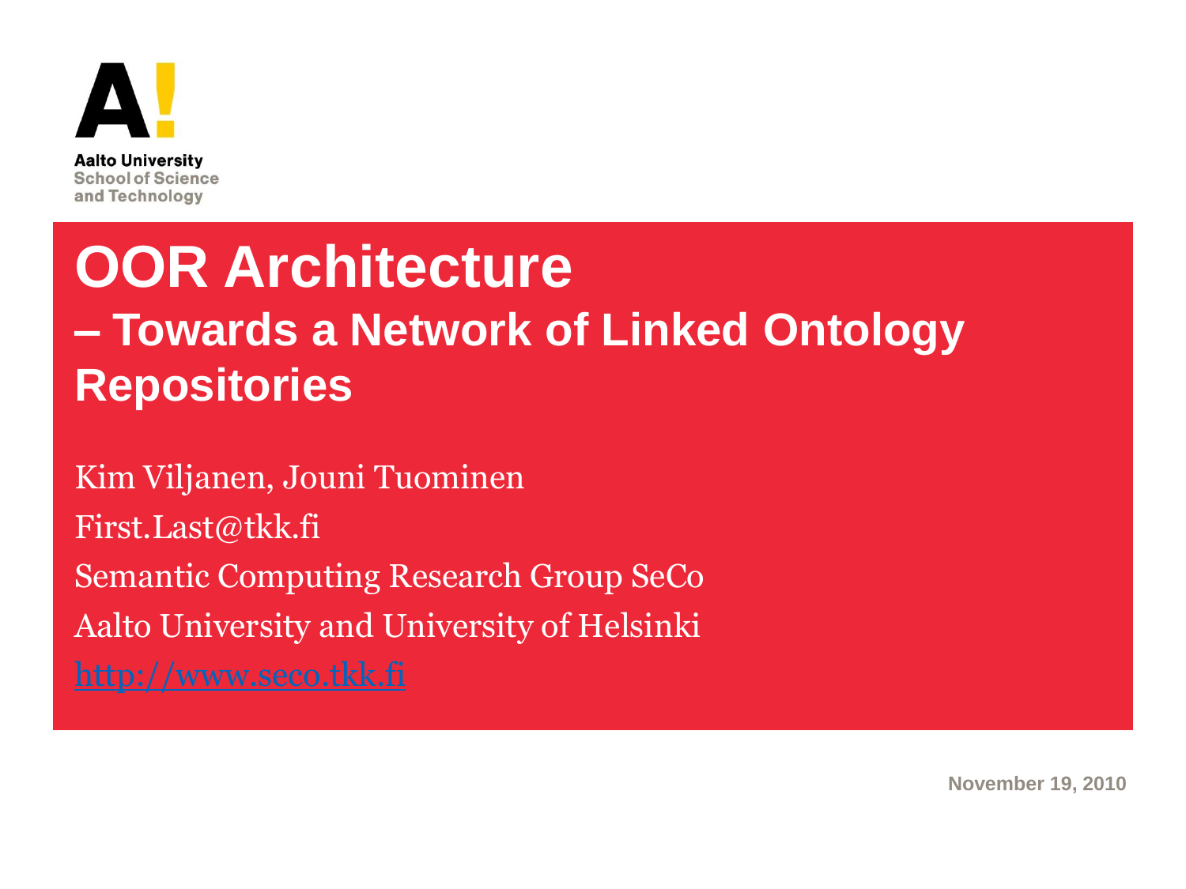Aalto University
School of Science
and Technology

# OOR Architecture
## – Towards a Network of Linked Ontology Repositories

Kim Viljanen, Jouni Tuominen

First.Last@tkk.fi

Semantic Computing Research Group SeCo

Aalto University and University of Helsinki

http://www.seco.tkk.fi

November 19, 2010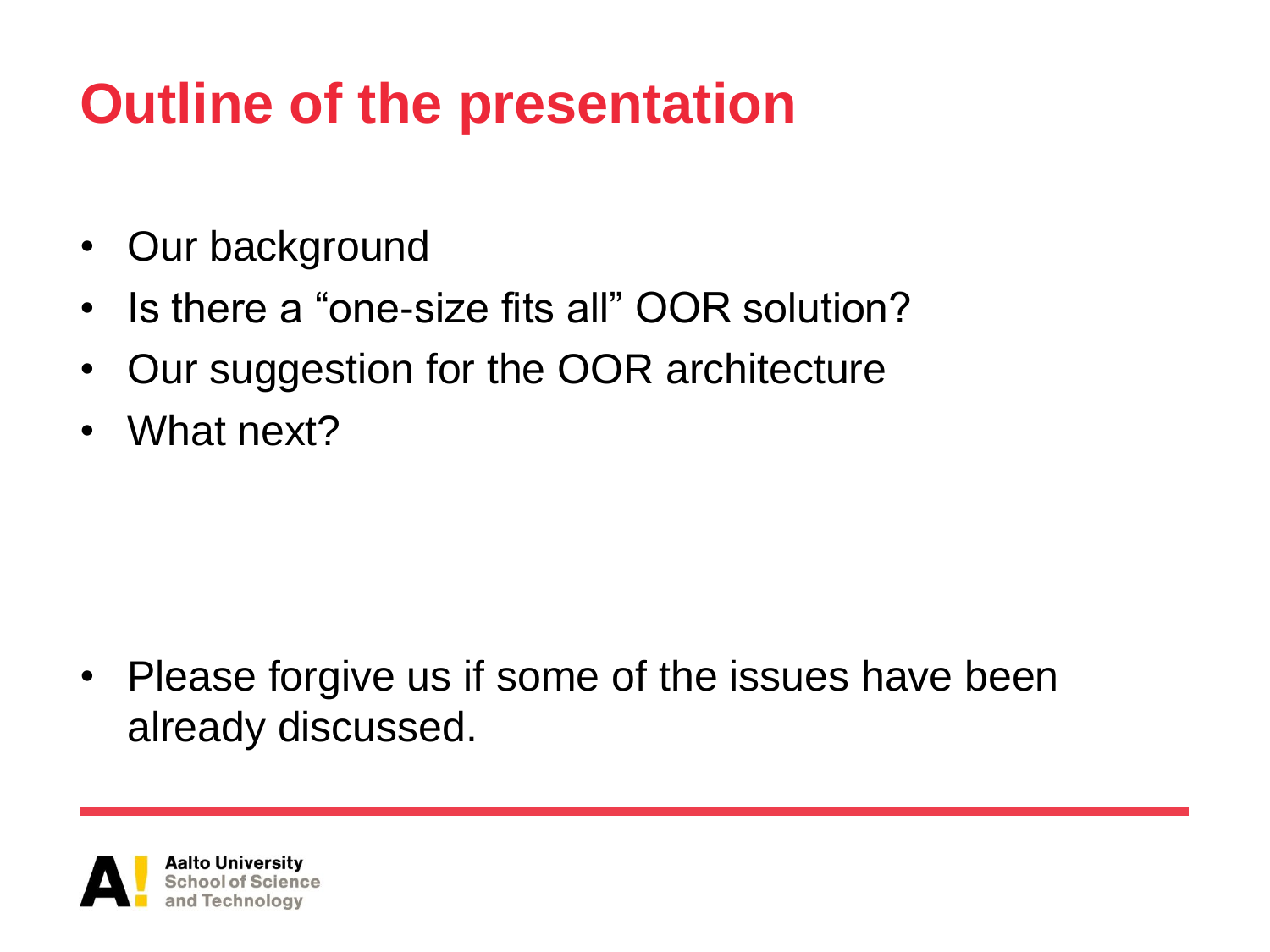# Outline of the presentation

- Our background
- Is there a “one-size fits all” OOR solution?
- Our suggestion for the OOR architecture
- What next?

- Please forgive us if some of the issues have been already discussed.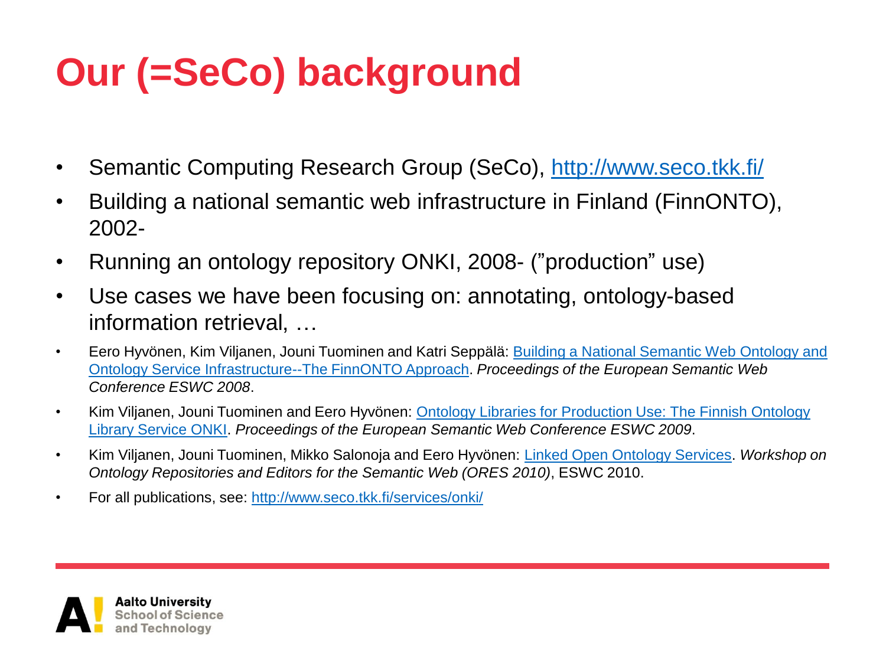# Our (=SeCo) background

- Semantic Computing Research Group (SeCo), [http://www.seco.tkk.fi/](http://www.seco.tkk.fi/)
- Building a national semantic web infrastructure in Finland (FinnONTO), 2002-
- Running an ontology repository ONKI, 2008- (”production” use)
- Use cases we have been focusing on: annotating, ontology-based information retrieval, …

- Eero Hyvönen, Kim Viljanen, Jouni Tuominen and Katri Seppälä: [Building a National Semantic Web Ontology and Ontology Service Infrastructure--The FinnONTO Approach](). *Proceedings of the European Semantic Web Conference ESWC 2008*.
- Kim Viljanen, Jouni Tuominen and Eero Hyvönen: [Ontology Libraries for Production Use: The Finnish Ontology Library Service ONKI](). *Proceedings of the European Semantic Web Conference ESWC 2009*.
- Kim Viljanen, Jouni Tuominen, Mikko Salonoja and Eero Hyvönen: [Linked Open Ontology Services](). *Workshop on Ontology Repositories and Editors for the Semantic Web (ORES 2010)*, ESWC 2010.
- For all publications, see: [http://www.seco.tkk.fi/services/onki/](http://www.seco.tkk.fi/services/onki/)

Aalto University
School of Science and Technology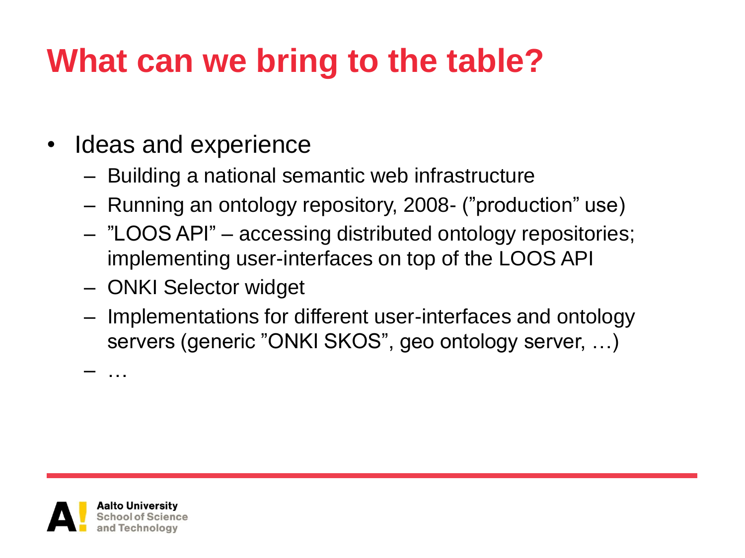# What can we bring to the table?

- Ideas and experience
  - Building a national semantic web infrastructure
  - Running an ontology repository, 2008- (”production” use)
  - ”LOOS API” – accessing distributed ontology repositories; implementing user-interfaces on top of the LOOS API
  - ONKI Selector widget
  - Implementations for different user-interfaces and ontology servers (generic ”ONKI SKOS”, geo ontology server, …)
  - …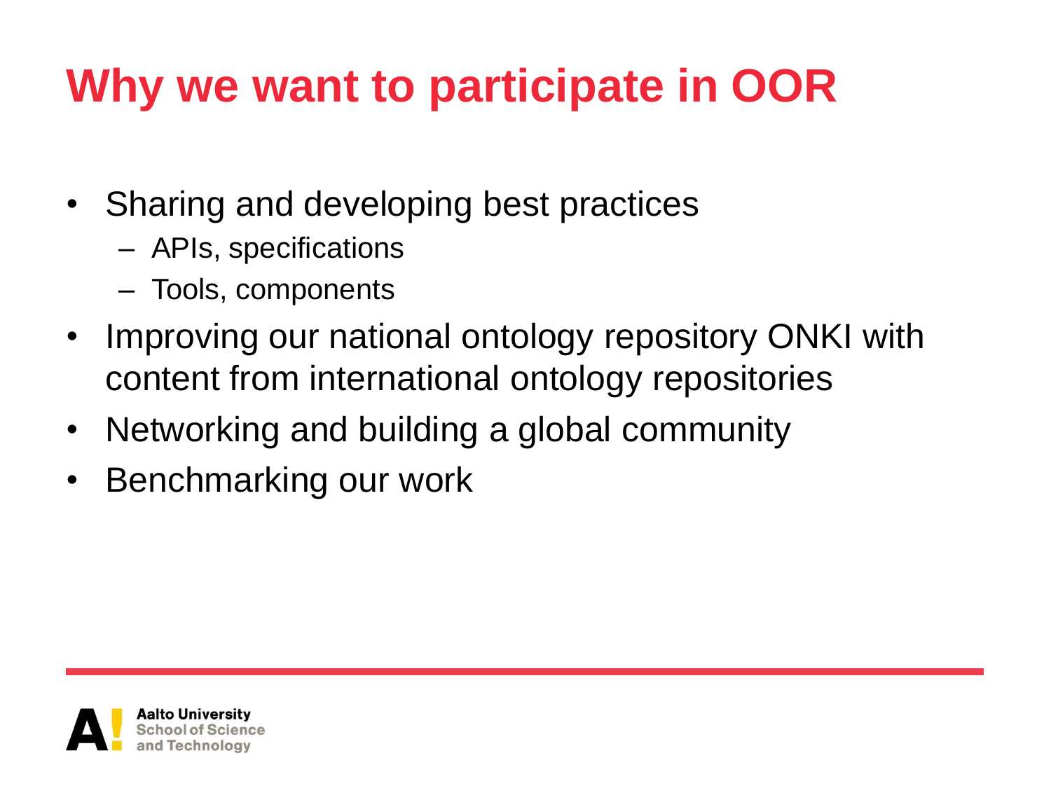# Why we want to participate in OOR

- Sharing and developing best practices
  - APIs, specifications
  - Tools, components
- Improving our national ontology repository ONKI with content from international ontology repositories
- Networking and building a global community
- Benchmarking our work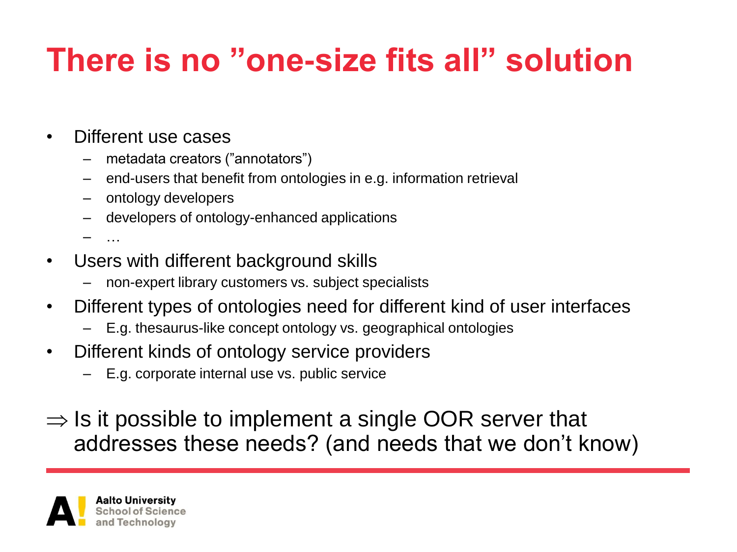# There is no ”one-size fits all” solution

- Different use cases
  - metadata creators (”annotators”)
  - end-users that benefit from ontologies in e.g. information retrieval
  - ontology developers
  - developers of ontology-enhanced applications
  - …
- Users with different background skills
  - non-expert library customers vs. subject specialists
- Different types of ontologies need for different kind of user interfaces
  - E.g. thesaurus-like concept ontology vs. geographical ontologies
- Different kinds of ontology service providers
  - E.g. corporate internal use vs. public service

$\Rightarrow$ Is it possible to implement a single OOR server that addresses these needs? (and needs that we don’t know)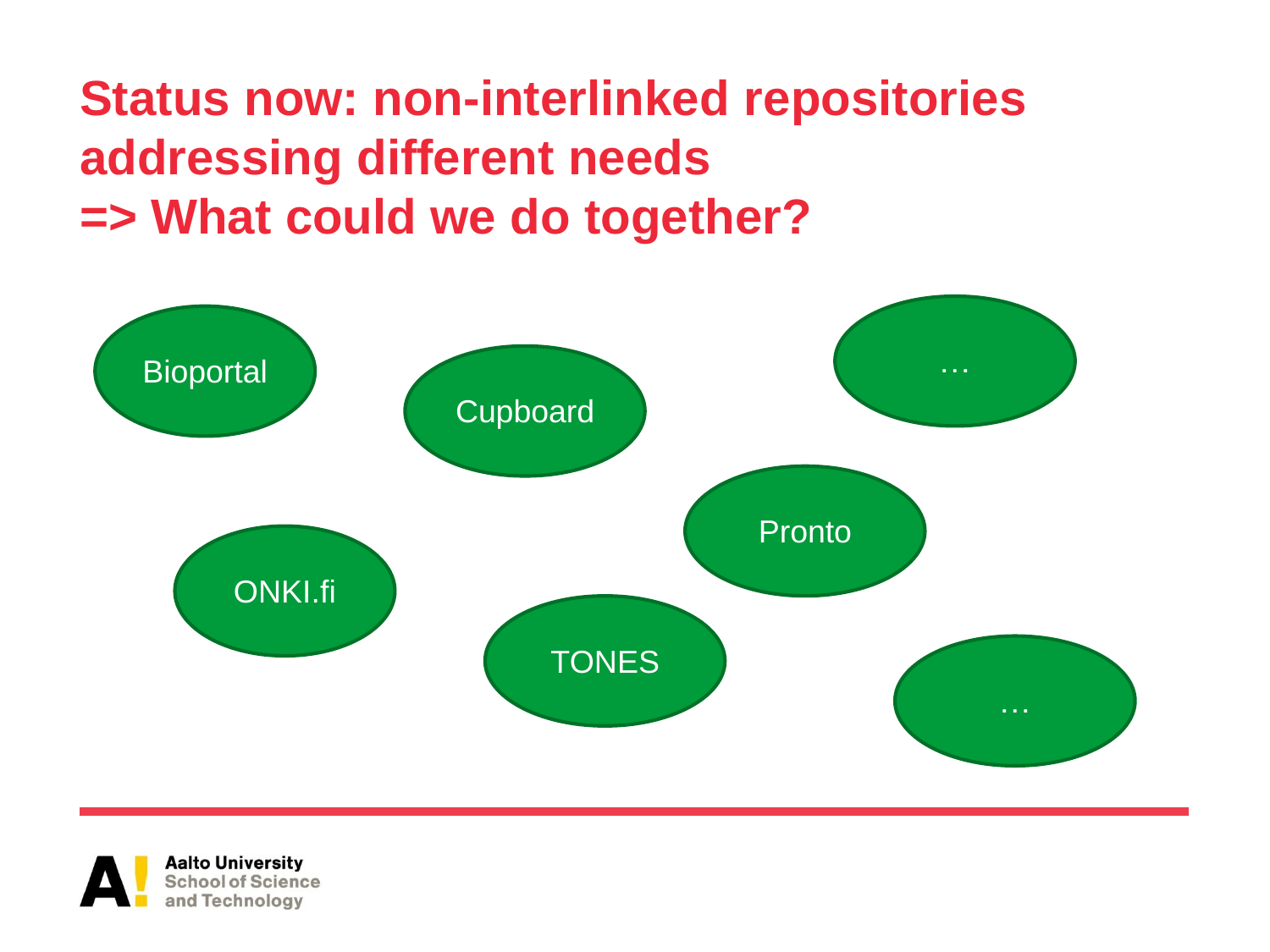# Status now: non-interlinked repositories addressing different needs => What could we do together?

Bioportal

Cupboard

…

Pronto

ONKI.fi

TONES

…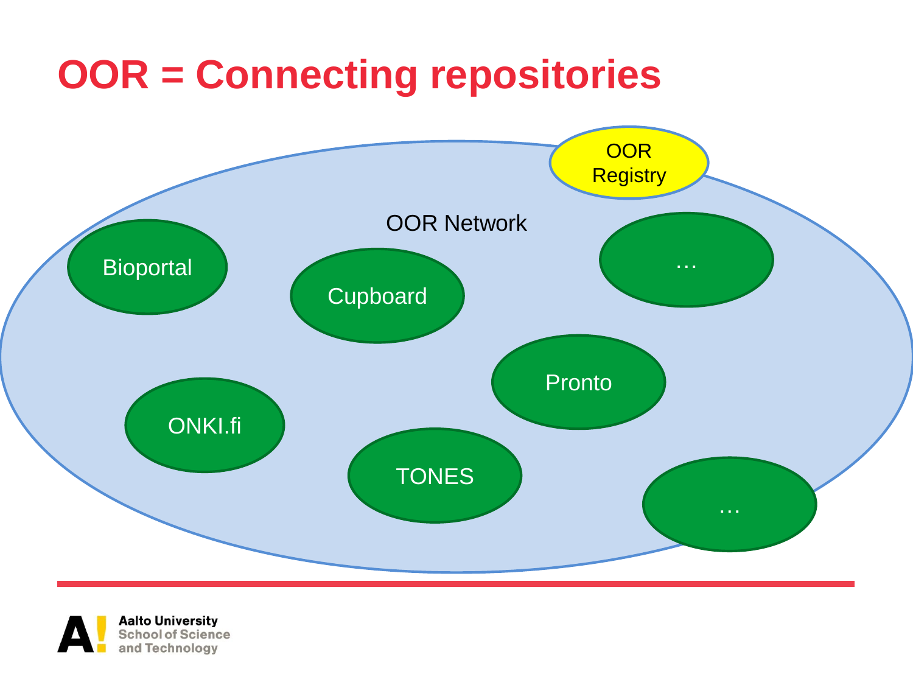# OOR = Connecting repositories

OOR Registry

OOR Network

Bioportal

Cupboard

…

Pronto

ONKI.fi

TONES

…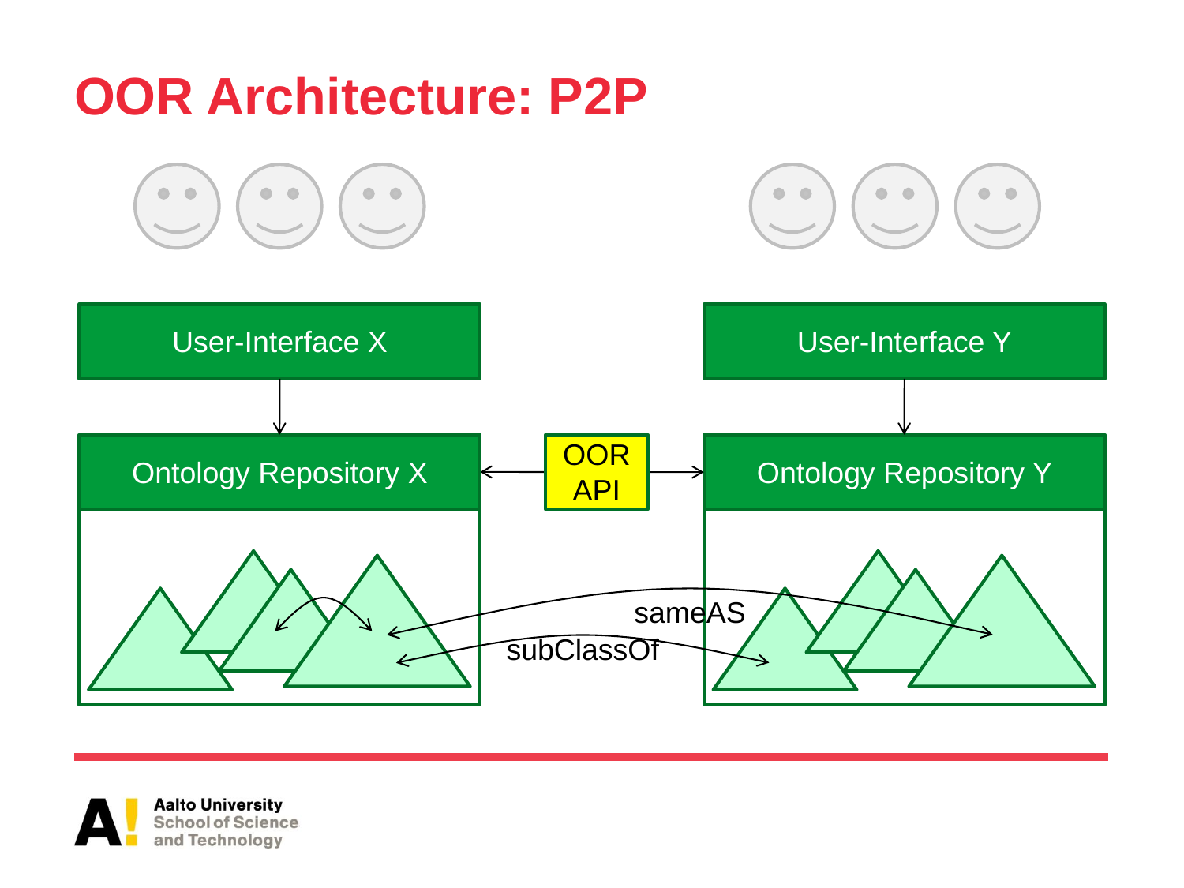# OOR Architecture: P2P

User-Interface X

User-Interface Y

Ontology Repository X

OOR API

Ontology Repository Y

sameAS

subClassOf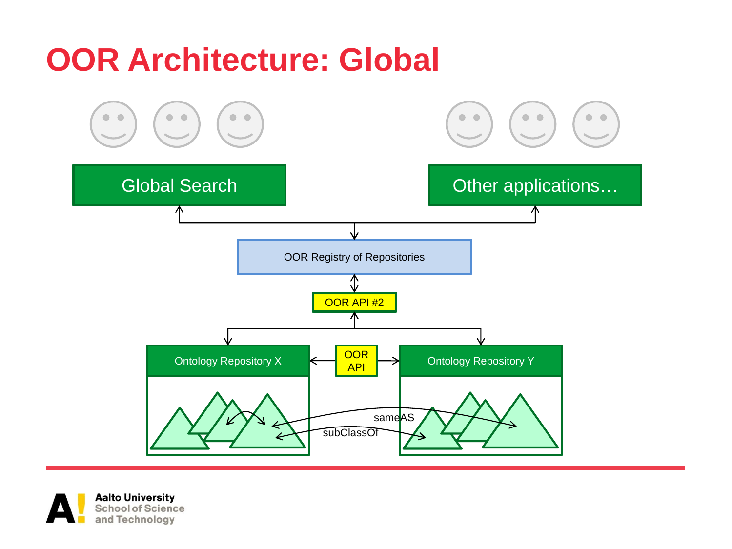# OOR Architecture: Global

Global Search

Other applications…

OOR Registry of Repositories

OOR API #2

Ontology Repository X

OOR API

Ontology Repository Y

sameAS

subClassOf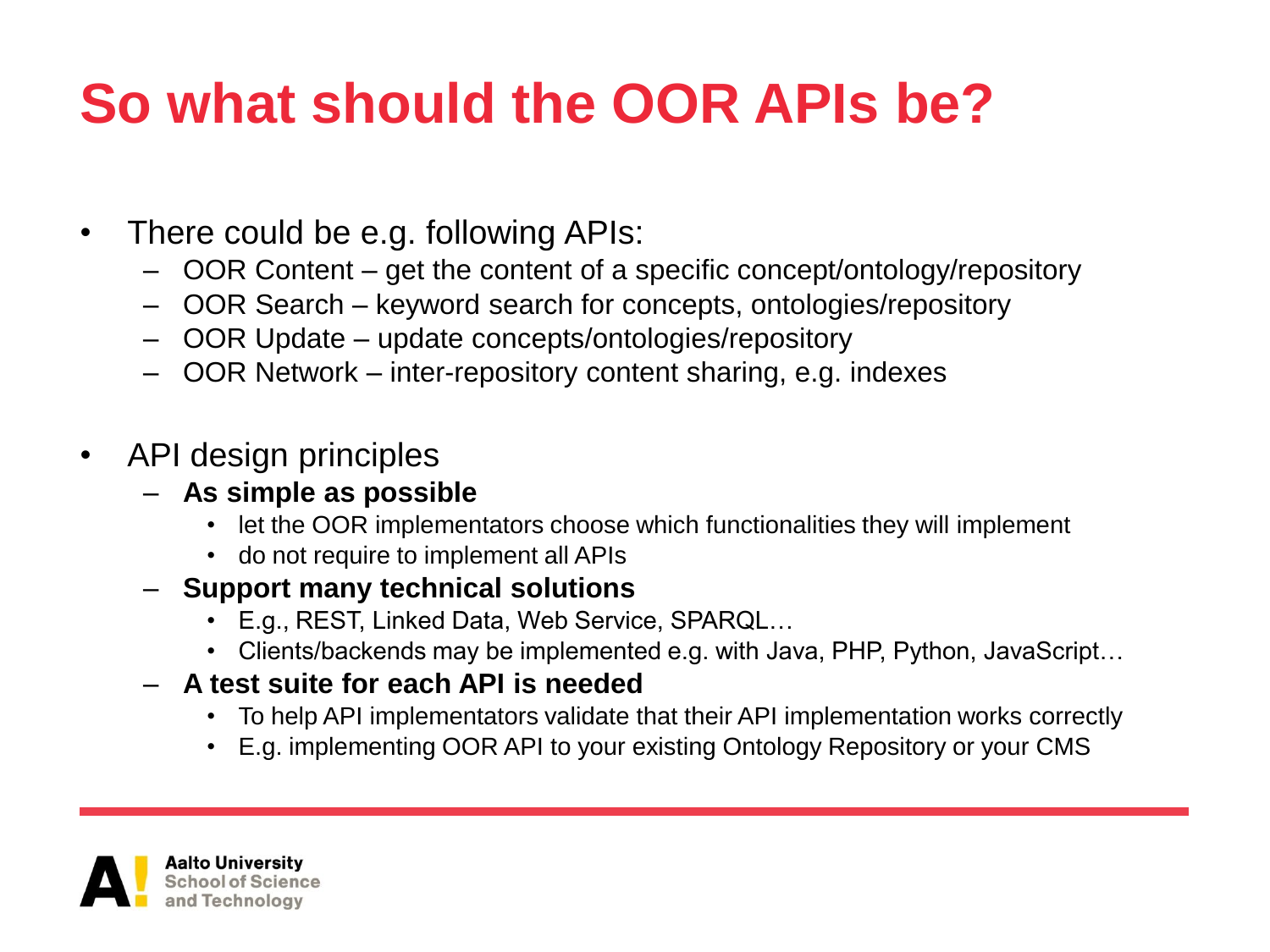# So what should the OOR APIs be?

- There could be e.g. following APIs:
  - OOR Content – get the content of a specific concept/ontology/repository
  - OOR Search – keyword search for concepts, ontologies/repository
  - OOR Update – update concepts/ontologies/repository
  - OOR Network – inter-repository content sharing, e.g. indexes

- API design principles
  - **As simple as possible**
    - let the OOR implementators choose which functionalities they will implement
    - do not require to implement all APIs
  - **Support many technical solutions**
    - E.g., REST, Linked Data, Web Service, SPARQL…
    - Clients/backends may be implemented e.g. with Java, PHP, Python, JavaScript…
  - **A test suite for each API is needed**
    - To help API implementators validate that their API implementation works correctly
    - E.g. implementing OOR API to your existing Ontology Repository or your CMS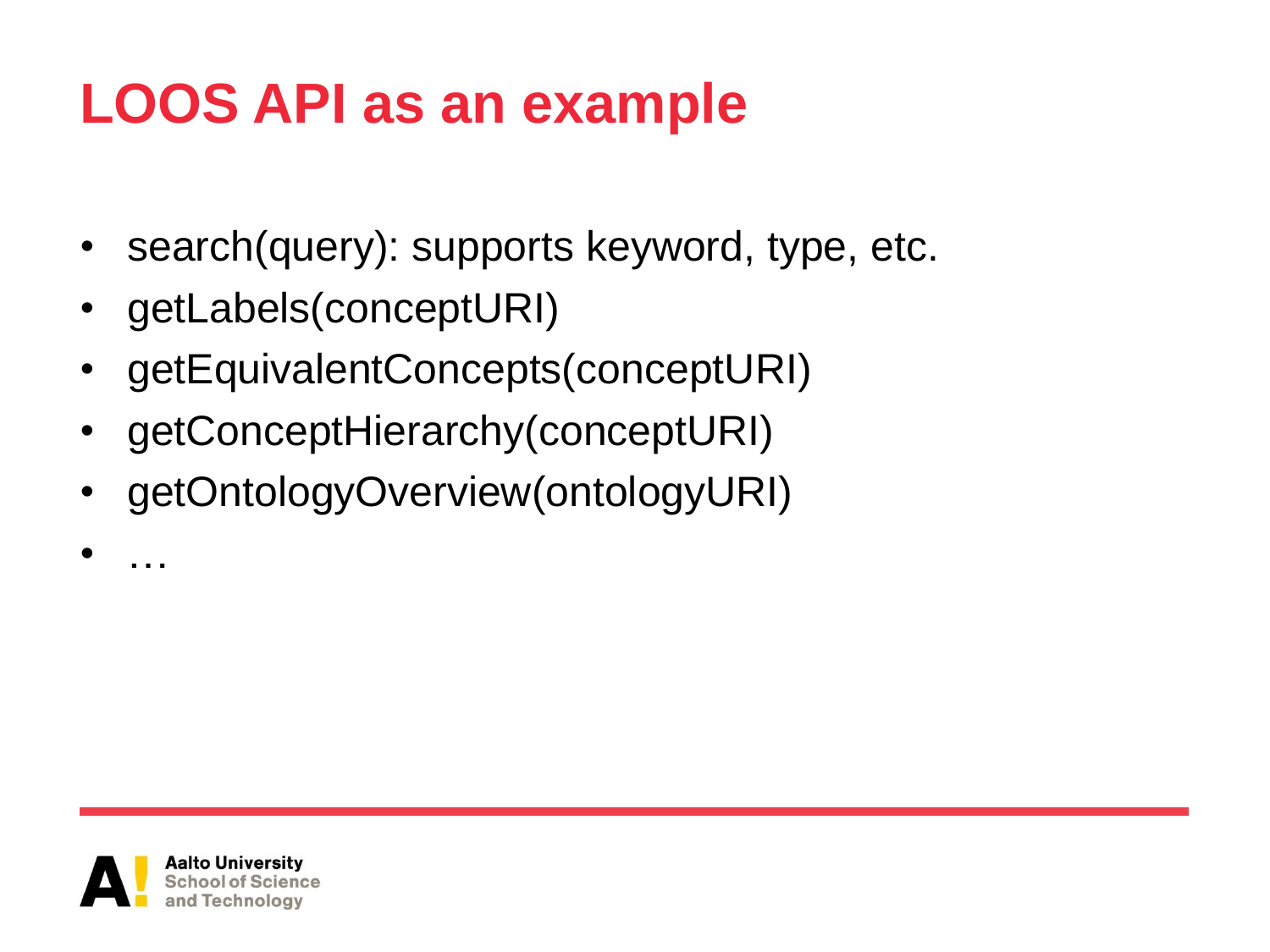# LOOS API as an example

- search(query): supports keyword, type, etc.
- getLabels(conceptURI)
- getEquivalentConcepts(conceptURI)
- getConceptHierarchy(conceptURI)
- getOntologyOverview(ontologyURI)
- …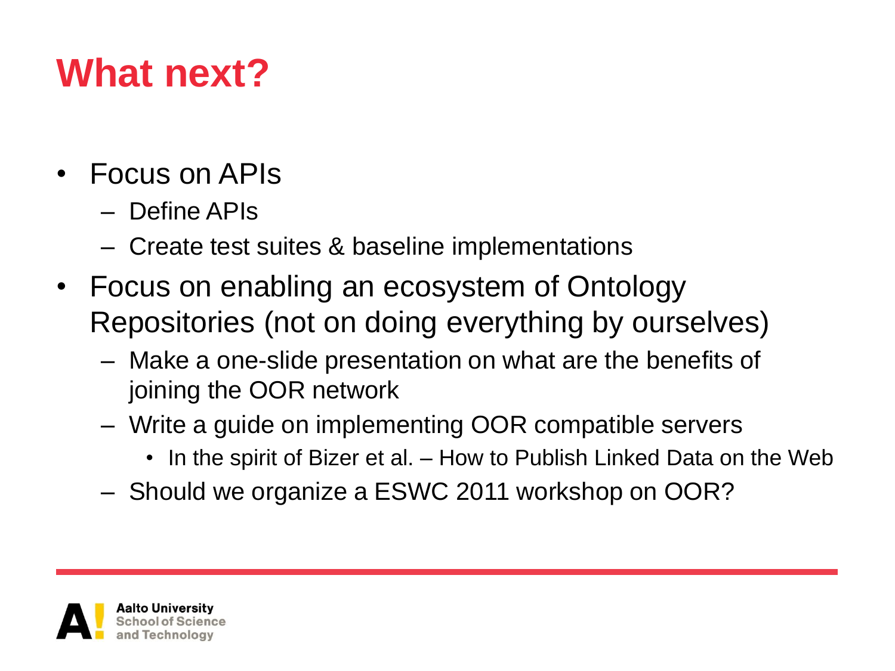# What next?

- Focus on APIs
  - Define APIs
  - Create test suites & baseline implementations
- Focus on enabling an ecosystem of Ontology Repositories (not on doing everything by ourselves)
  - Make a one-slide presentation on what are the benefits of joining the OOR network
  - Write a guide on implementing OOR compatible servers
    - In the spirit of Bizer et al. – How to Publish Linked Data on the Web
  - Should we organize a ESWC 2011 workshop on OOR?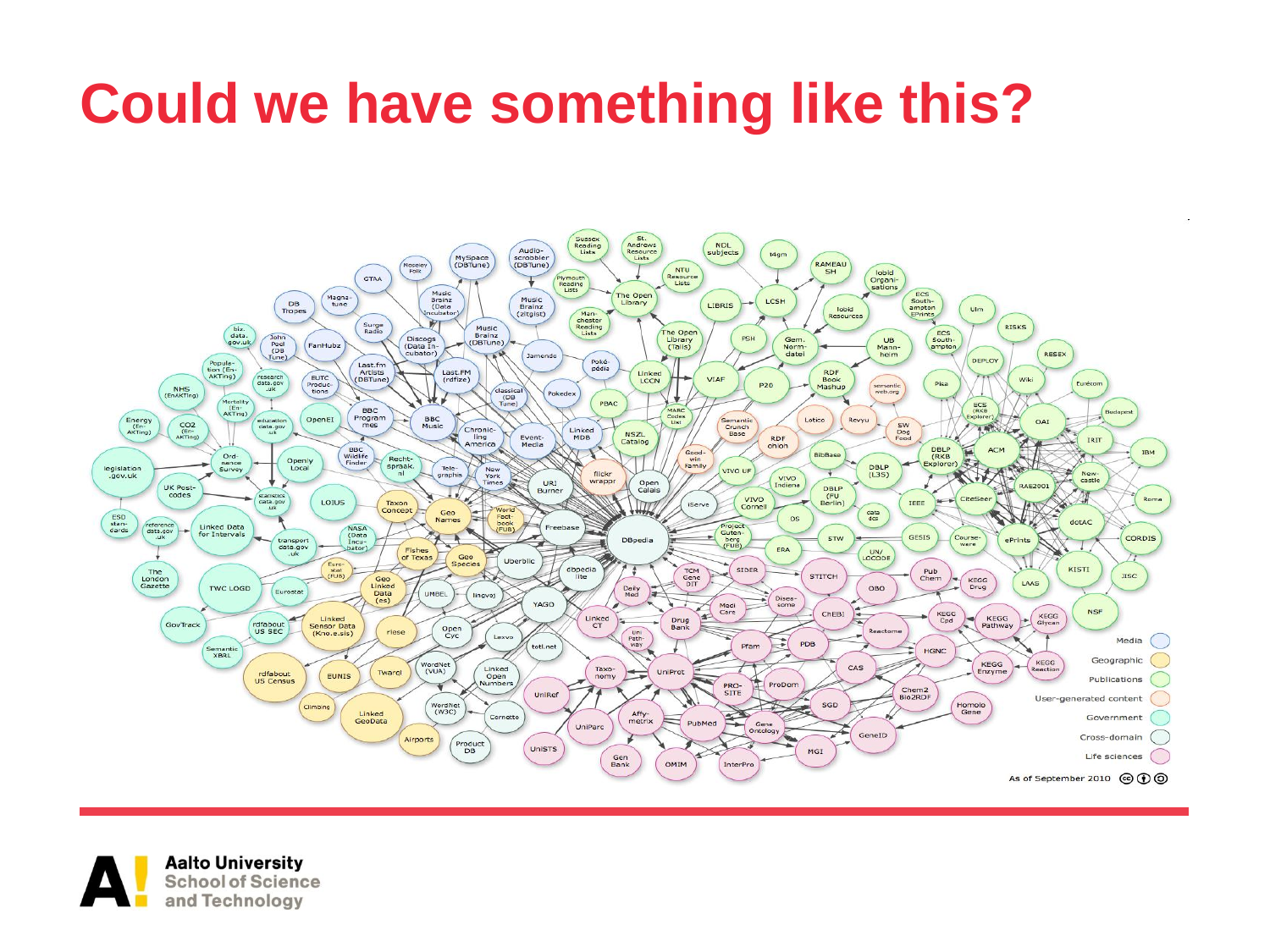# Could we have something like this?

Media

Geographic

Publications

User-generated content

Government

Cross-domain

Life sciences

As of September 2010